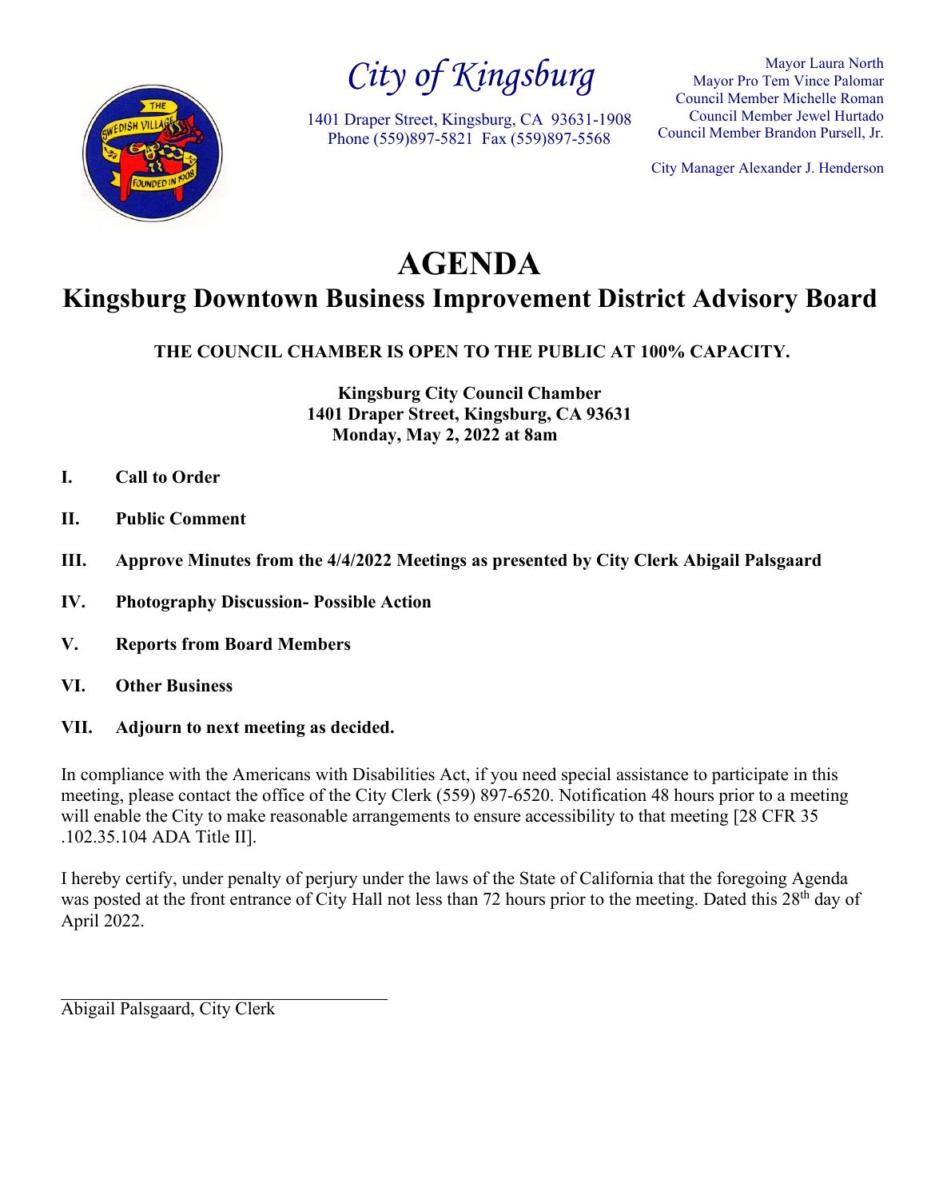*City of Kingsburg*

1401 Draper Street, Kingsburg, CA 93631-1908
Phone (559)897-5821 Fax (559)897-5568

Mayor Laura North
Mayor Pro Tem Vince Palomar
Council Member Michelle Roman
Council Member Jewel Hurtado
Council Member Brandon Pursell, Jr.

City Manager Alexander J. Henderson

# AGENDA

## Kingsburg Downtown Business Improvement District Advisory Board

**THE COUNCIL CHAMBER IS OPEN TO THE PUBLIC AT 100% CAPACITY.**

**Kingsburg City Council Chamber**
**1401 Draper Street, Kingsburg, CA 93631**
**Monday, May 2, 2022 at 8am**

**I. Call to Order**

**II. Public Comment**

**III. Approve Minutes from the 4/4/2022 Meetings as presented by City Clerk Abigail Palsgaard**

**IV. Photography Discussion- Possible Action**

**V. Reports from Board Members**

**VI. Other Business**

**VII. Adjourn to next meeting as decided.**

In compliance with the Americans with Disabilities Act, if you need special assistance to participate in this meeting, please contact the office of the City Clerk (559) 897-6520. Notification 48 hours prior to a meeting will enable the City to make reasonable arrangements to ensure accessibility to that meeting [28 CFR 35 .102.35.104 ADA Title II].

I hereby certify, under penalty of perjury under the laws of the State of California that the foregoing Agenda was posted at the front entrance of City Hall not less than 72 hours prior to the meeting. Dated this 28th day of April 2022.

\_\_\_\_\_\_\_\_\_\_\_\_\_\_\_\_\_\_\_\_\_\_\_\_\_\_\_\_\_\_\_\_

Abigail Palsgaard, City Clerk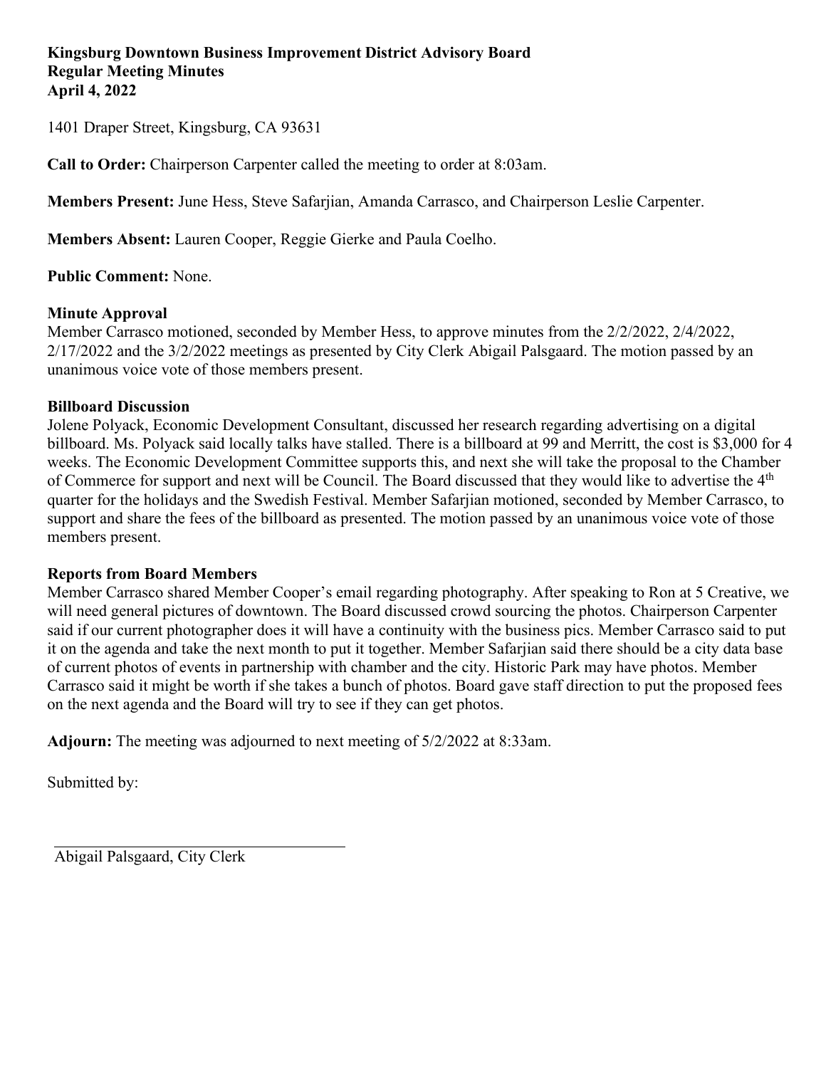**Kingsburg Downtown Business Improvement District Advisory Board**
**Regular Meeting Minutes**
**April 4, 2022**

1401 Draper Street, Kingsburg, CA 93631

**Call to Order:** Chairperson Carpenter called the meeting to order at 8:03am.

**Members Present:** June Hess, Steve Safarjian, Amanda Carrasco, and Chairperson Leslie Carpenter.

**Members Absent:** Lauren Cooper, Reggie Gierke and Paula Coelho.

**Public Comment:** None.

**Minute Approval**
Member Carrasco motioned, seconded by Member Hess, to approve minutes from the 2/2/2022, 2/4/2022, 2/17/2022 and the 3/2/2022 meetings as presented by City Clerk Abigail Palsgaard. The motion passed by an unanimous voice vote of those members present.

**Billboard Discussion**
Jolene Polyack, Economic Development Consultant, discussed her research regarding advertising on a digital billboard. Ms. Polyack said locally talks have stalled. There is a billboard at 99 and Merritt, the cost is $3,000 for 4 weeks. The Economic Development Committee supports this, and next she will take the proposal to the Chamber of Commerce for support and next will be Council. The Board discussed that they would like to advertise the 4th quarter for the holidays and the Swedish Festival. Member Safarjian motioned, seconded by Member Carrasco, to support and share the fees of the billboard as presented. The motion passed by an unanimous voice vote of those members present.

**Reports from Board Members**
Member Carrasco shared Member Cooper's email regarding photography. After speaking to Ron at 5 Creative, we will need general pictures of downtown. The Board discussed crowd sourcing the photos. Chairperson Carpenter said if our current photographer does it will have a continuity with the business pics. Member Carrasco said to put it on the agenda and take the next month to put it together. Member Safarjian said there should be a city data base of current photos of events in partnership with chamber and the city. Historic Park may have photos. Member Carrasco said it might be worth if she takes a bunch of photos. Board gave staff direction to put the proposed fees on the next agenda and the Board will try to see if they can get photos.

**Adjourn:** The meeting was adjourned to next meeting of 5/2/2022 at 8:33am.

Submitted by:

\_\_\_\_\_\_\_\_\_\_\_\_\_\_\_\_\_\_\_\_\_\_\_\_\_\_\_\_\_\_\_\_\_\_\_\_

Abigail Palsgaard, City Clerk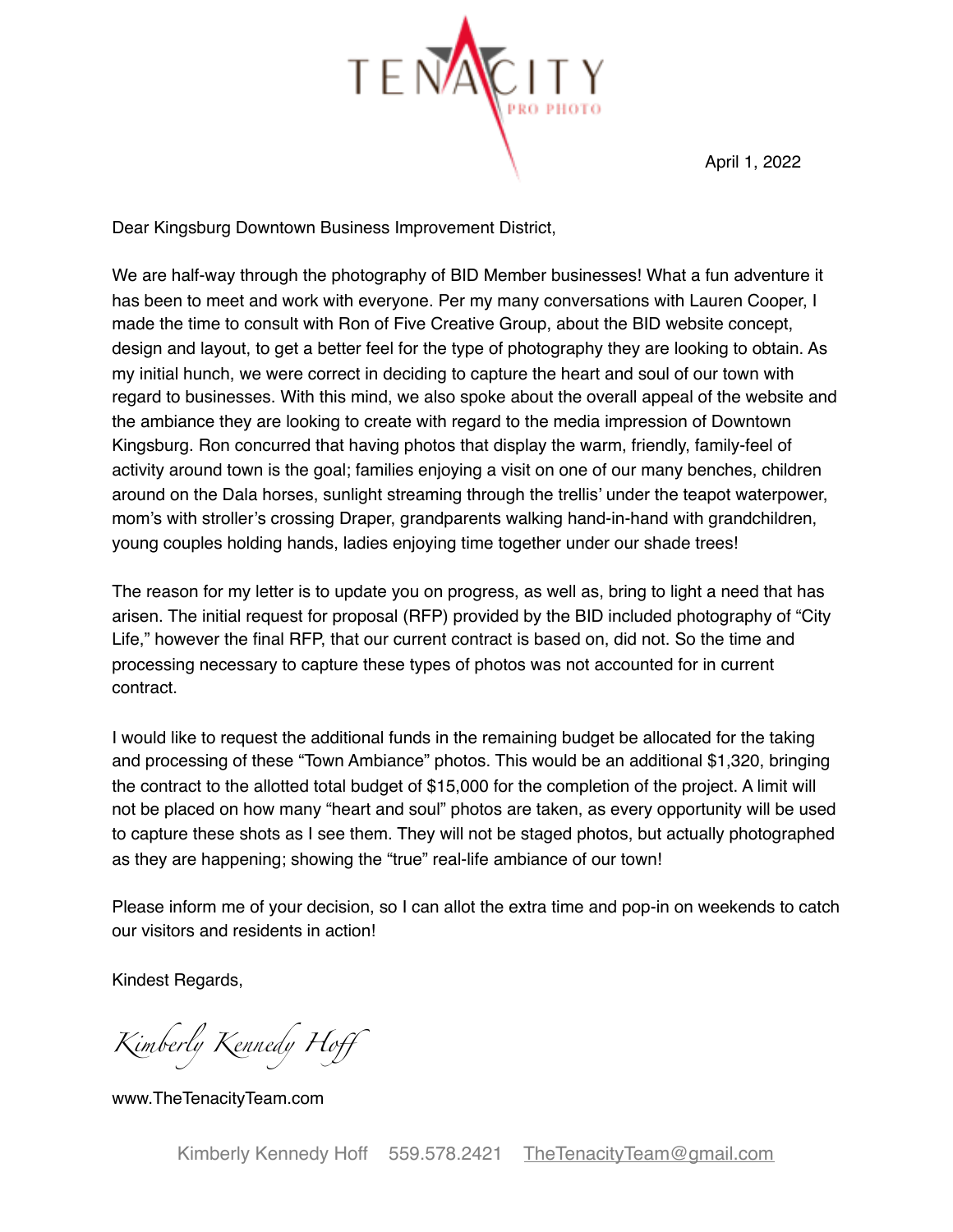TENACITY
PRO PHOTO

April 1, 2022

Dear Kingsburg Downtown Business Improvement District,

We are half-way through the photography of BID Member businesses! What a fun adventure it has been to meet and work with everyone. Per my many conversations with Lauren Cooper, I made the time to consult with Ron of Five Creative Group, about the BID website concept, design and layout, to get a better feel for the type of photography they are looking to obtain. As my initial hunch, we were correct in deciding to capture the heart and soul of our town with regard to businesses. With this mind, we also spoke about the overall appeal of the website and the ambiance they are looking to create with regard to the media impression of Downtown Kingsburg. Ron concurred that having photos that display the warm, friendly, family-feel of activity around town is the goal; families enjoying a visit on one of our many benches, children around on the Dala horses, sunlight streaming through the trellis' under the teapot waterpower, mom's with stroller's crossing Draper, grandparents walking hand-in-hand with grandchildren, young couples holding hands, ladies enjoying time together under our shade trees!

The reason for my letter is to update you on progress, as well as, bring to light a need that has arisen. The initial request for proposal (RFP) provided by the BID included photography of "City Life," however the final RFP, that our current contract is based on, did not. So the time and processing necessary to capture these types of photos was not accounted for in current contract.

I would like to request the additional funds in the remaining budget be allocated for the taking and processing of these "Town Ambiance" photos. This would be an additional $1,320, bringing the contract to the allotted total budget of $15,000 for the completion of the project. A limit will not be placed on how many "heart and soul" photos are taken, as every opportunity will be used to capture these shots as I see them. They will not be staged photos, but actually photographed as they are happening; showing the "true" real-life ambiance of our town!

Please inform me of your decision, so I can allot the extra time and pop-in on weekends to catch our visitors and residents in action!

Kindest Regards,

*Kimberly Kennedy Hoff*

www.TheTenacityTeam.com

Kimberly Kennedy Hoff 559.578.2421 TheTenacityTeam@gmail.com